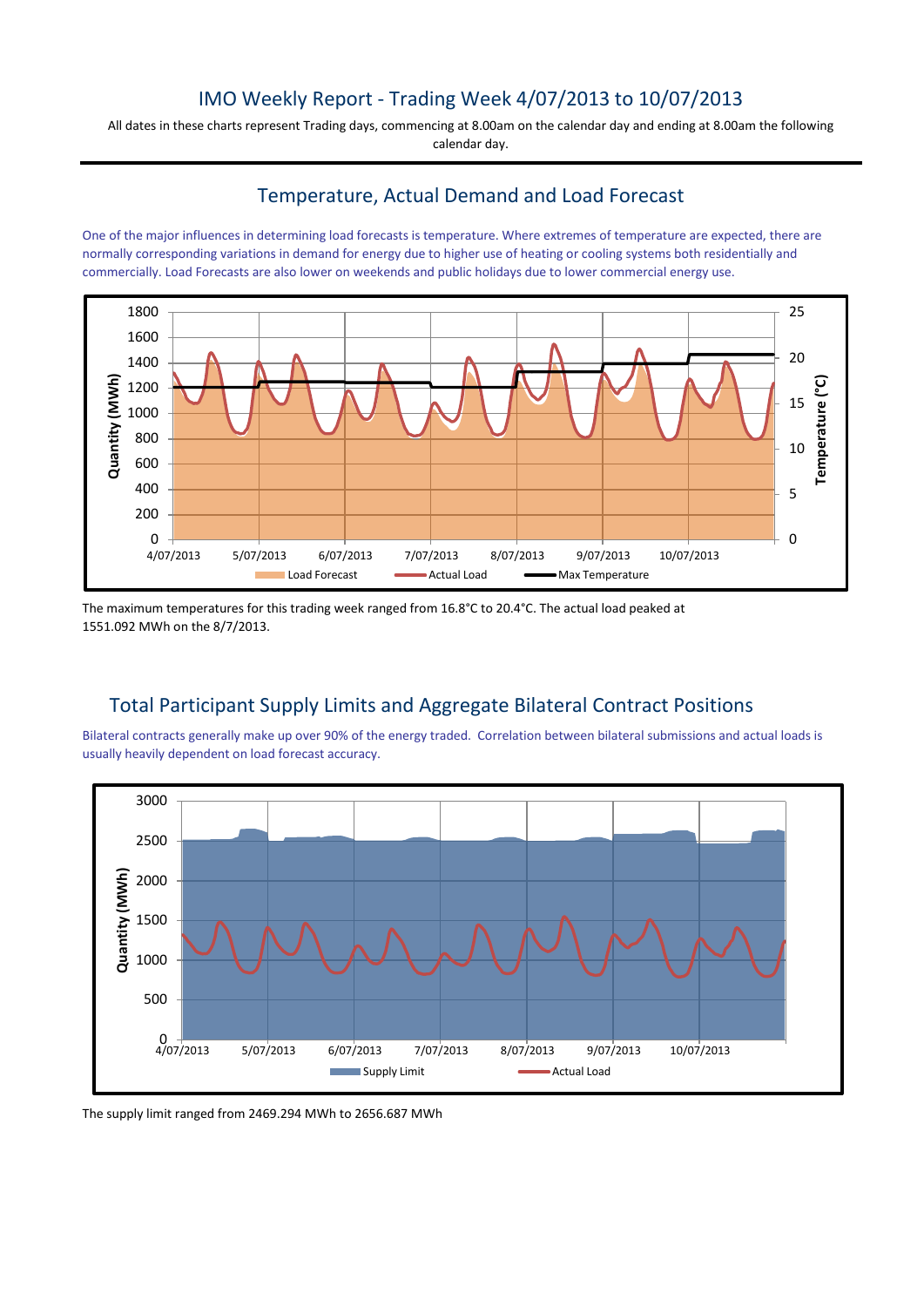# IMO Weekly Report - Trading Week 4/07/2013 to 10/07/2013

All dates in these charts represent Trading days, commencing at 8.00am on the calendar day and ending at 8.00am the following calendar day.

## Temperature, Actual Demand and Load Forecast

One of the major influences in determining load forecasts is temperature. Where extremes of temperature are expected, there are normally corresponding variations in demand for energy due to higher use of heating or cooling systems both residentially and commercially. Load Forecasts are also lower on weekends and public holidays due to lower commercial energy use.

The maximum temperatures for this trading week ranged from 16.8°C to 20.4°C. The actual load peaked at 1551.092 MWh on the 8/7/2013.

## Total Participant Supply Limits and Aggregate Bilateral Contract Positions

Bilateral contracts generally make up over 90% of the energy traded. Correlation between bilateral submissions and actual loads is usually heavily dependent on load forecast accuracy.

The supply limit ranged from 2469.294 MWh to 2656.687 MWh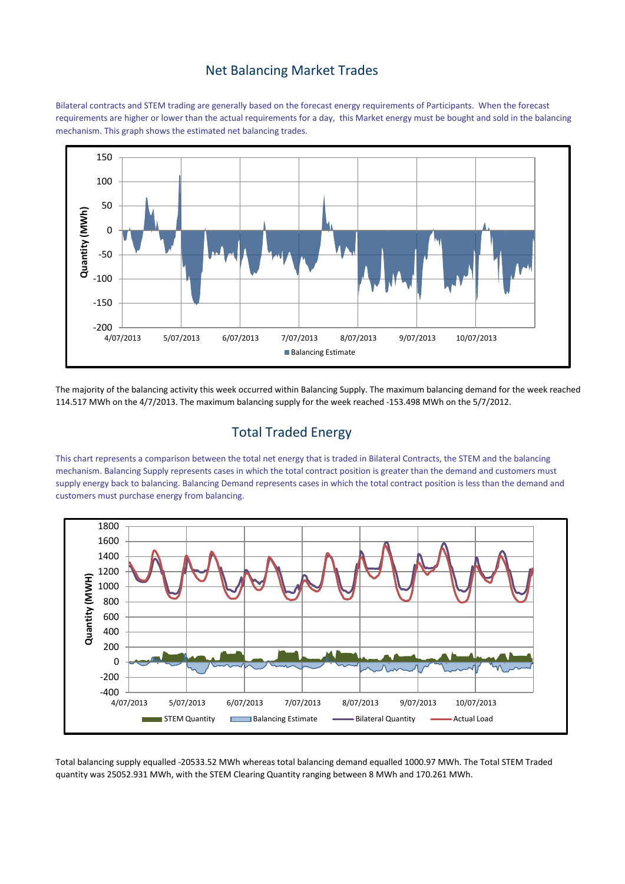## Net Balancing Market Trades

Bilateral contracts and STEM trading are generally based on the forecast energy requirements of Participants. When the forecast requirements are higher or lower than the actual requirements for a day, this Market energy must be bought and sold in the balancing mechanism. This graph shows the estimated net balancing trades.

The majority of the balancing activity this week occurred within Balancing Supply. The maximum balancing demand for the week reached 114.517 MWh on the 4/7/2013. The maximum balancing supply for the week reached -153.498 MWh on the 5/7/2012.

## Total Traded Energy

This chart represents a comparison between the total net energy that is traded in Bilateral Contracts, the STEM and the balancing mechanism. Balancing Supply represents cases in which the total contract position is greater than the demand and customers must supply energy back to balancing. Balancing Demand represents cases in which the total contract position is less than the demand and customers must purchase energy from balancing.

Total balancing supply equalled -20533.52 MWh whereas total balancing demand equalled 1000.97 MWh. The Total STEM Traded quantity was 25052.931 MWh, with the STEM Clearing Quantity ranging between 8 MWh and 170.261 MWh.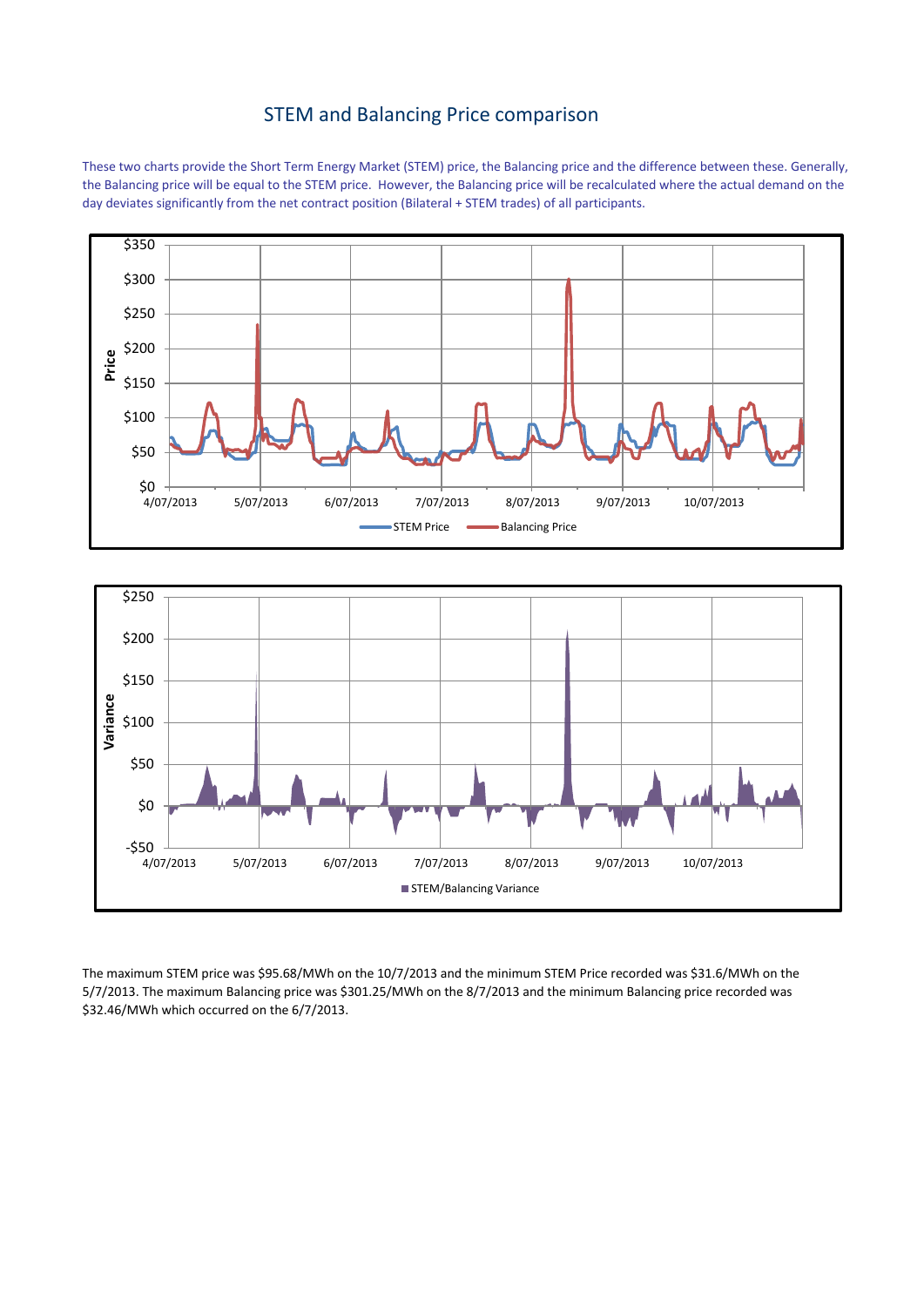# STEM and Balancing Price comparison

These two charts provide the Short Term Energy Market (STEM) price, the Balancing price and the difference between these. Generally, the Balancing price will be equal to the STEM price. However, the Balancing price will be recalculated where the actual demand on the day deviates significantly from the net contract position (Bilateral + STEM trades) of all participants.

Price

$350
$300
$250
$200
$150
$100
$50
$0

4/07/2013 5/07/2013 6/07/2013 7/07/2013 8/07/2013 9/07/2013 10/07/2013

STEM Price
Balancing Price

Variance

$250
$200
$150
$100
$50
$0
-$50

4/07/2013 5/07/2013 6/07/2013 7/07/2013 8/07/2013 9/07/2013 10/07/2013

STEM/Balancing Variance

The maximum STEM price was $95.68/MWh on the 10/7/2013 and the minimum STEM Price recorded was $31.6/MWh on the 5/7/2013. The maximum Balancing price was $301.25/MWh on the 8/7/2013 and the minimum Balancing price recorded was $32.46/MWh which occurred on the 6/7/2013.